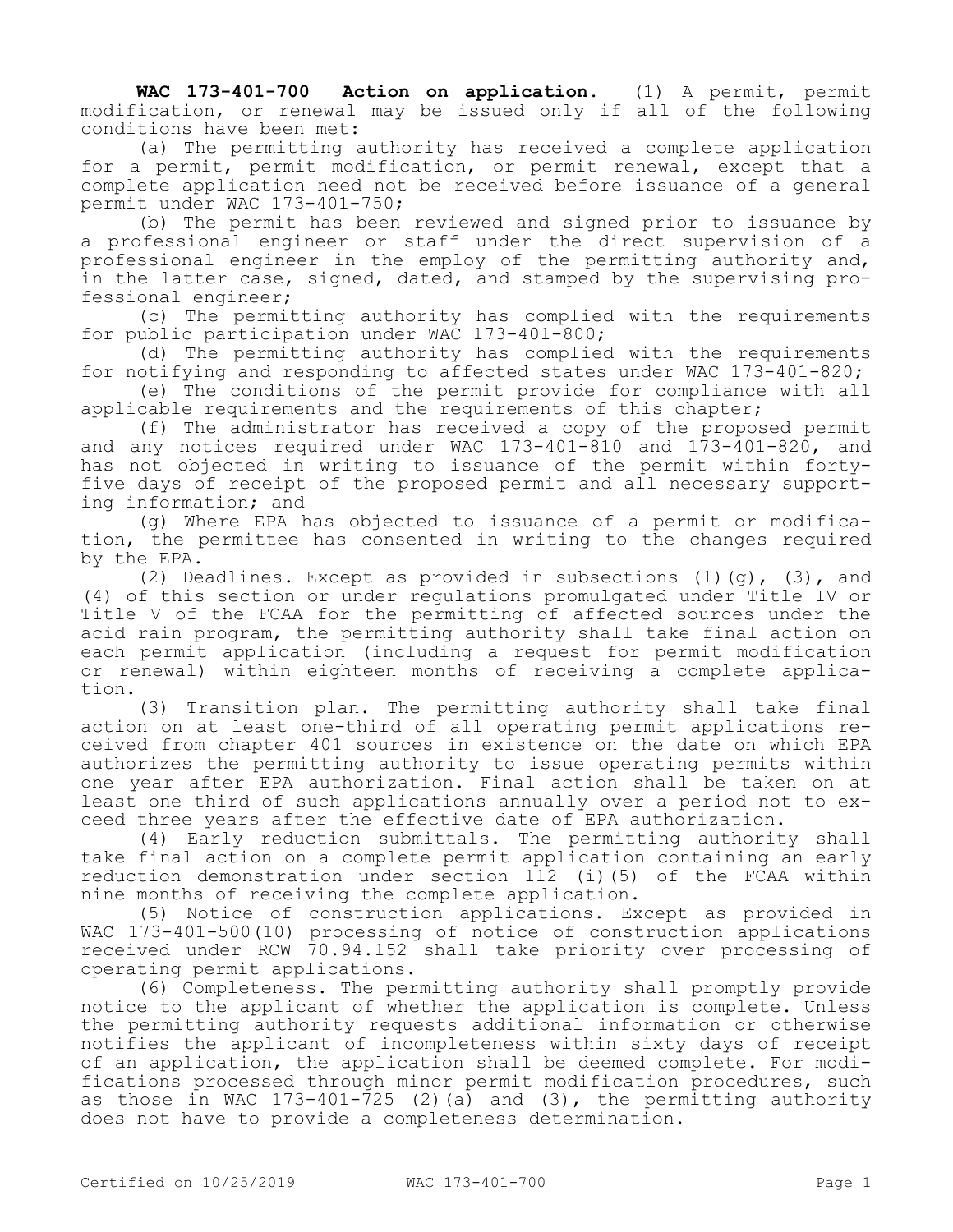**WAC 173-401-700 Action on application.** (1) A permit, permit modification, or renewal may be issued only if all of the following conditions have been met:

(a) The permitting authority has received a complete application for a permit, permit modification, or permit renewal, except that a complete application need not be received before issuance of a general permit under WAC 173-401-750;

(b) The permit has been reviewed and signed prior to issuance by a professional engineer or staff under the direct supervision of a professional engineer in the employ of the permitting authority and, in the latter case, signed, dated, and stamped by the supervising professional engineer;

(c) The permitting authority has complied with the requirements for public participation under WAC 173-401-800;

(d) The permitting authority has complied with the requirements for notifying and responding to affected states under WAC 173-401-820;

(e) The conditions of the permit provide for compliance with all applicable requirements and the requirements of this chapter;

(f) The administrator has received a copy of the proposed permit and any notices required under WAC 173-401-810 and 173-401-820, and has not objected in writing to issuance of the permit within forty-five days of receipt of the proposed permit and all necessary supporting information; and

(g) Where EPA has objected to issuance of a permit or modification, the permittee has consented in writing to the changes required by the EPA.

(2) Deadlines. Except as provided in subsections (1)(g), (3), and (4) of this section or under regulations promulgated under Title IV or Title V of the FCAA for the permitting of affected sources under the acid rain program, the permitting authority shall take final action on each permit application (including a request for permit modification or renewal) within eighteen months of receiving a complete application.

(3) Transition plan. The permitting authority shall take final action on at least one-third of all operating permit applications received from chapter 401 sources in existence on the date on which EPA authorizes the permitting authority to issue operating permits within one year after EPA authorization. Final action shall be taken on at least one third of such applications annually over a period not to exceed three years after the effective date of EPA authorization.

(4) Early reduction submittals. The permitting authority shall take final action on a complete permit application containing an early reduction demonstration under section 112 (i)(5) of the FCAA within nine months of receiving the complete application.

(5) Notice of construction applications. Except as provided in WAC 173-401-500(10) processing of notice of construction applications received under RCW 70.94.152 shall take priority over processing of operating permit applications.

(6) Completeness. The permitting authority shall promptly provide notice to the applicant of whether the application is complete. Unless the permitting authority requests additional information or otherwise notifies the applicant of incompleteness within sixty days of receipt of an application, the application shall be deemed complete. For modifications processed through minor permit modification procedures, such as those in WAC 173-401-725 (2)(a) and (3), the permitting authority does not have to provide a completeness determination.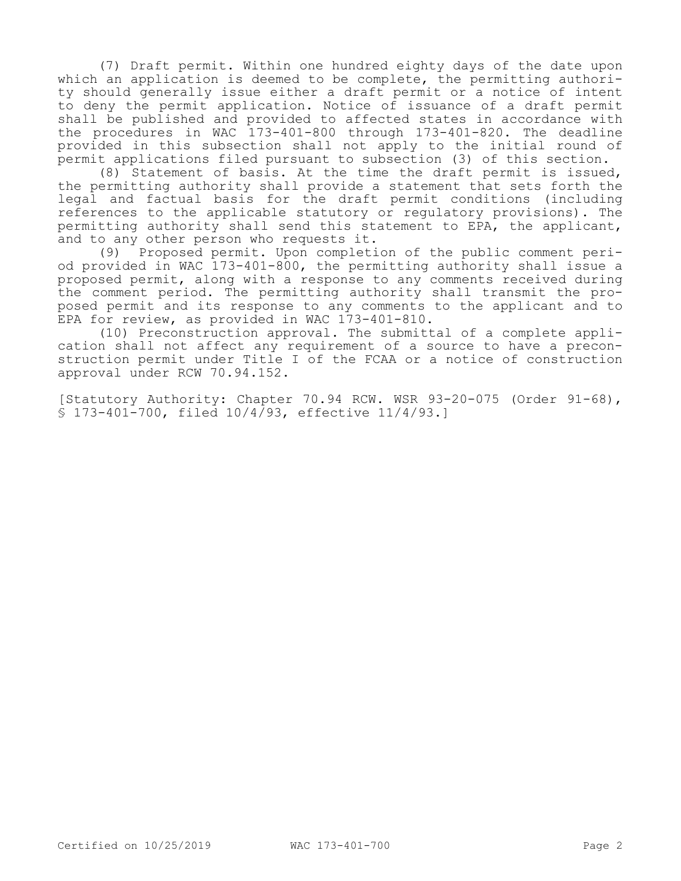(7) Draft permit. Within one hundred eighty days of the date upon which an application is deemed to be complete, the permitting authority should generally issue either a draft permit or a notice of intent to deny the permit application. Notice of issuance of a draft permit shall be published and provided to affected states in accordance with the procedures in WAC 173-401-800 through 173-401-820. The deadline provided in this subsection shall not apply to the initial round of permit applications filed pursuant to subsection (3) of this section.

(8) Statement of basis. At the time the draft permit is issued, the permitting authority shall provide a statement that sets forth the legal and factual basis for the draft permit conditions (including references to the applicable statutory or regulatory provisions). The permitting authority shall send this statement to EPA, the applicant, and to any other person who requests it.

(9) Proposed permit. Upon completion of the public comment period provided in WAC 173-401-800, the permitting authority shall issue a proposed permit, along with a response to any comments received during the comment period. The permitting authority shall transmit the proposed permit and its response to any comments to the applicant and to EPA for review, as provided in WAC 173-401-810.

(10) Preconstruction approval. The submittal of a complete application shall not affect any requirement of a source to have a preconstruction permit under Title I of the FCAA or a notice of construction approval under RCW 70.94.152.

[Statutory Authority: Chapter 70.94 RCW. WSR 93-20-075 (Order 91-68), § 173-401-700, filed 10/4/93, effective 11/4/93.]